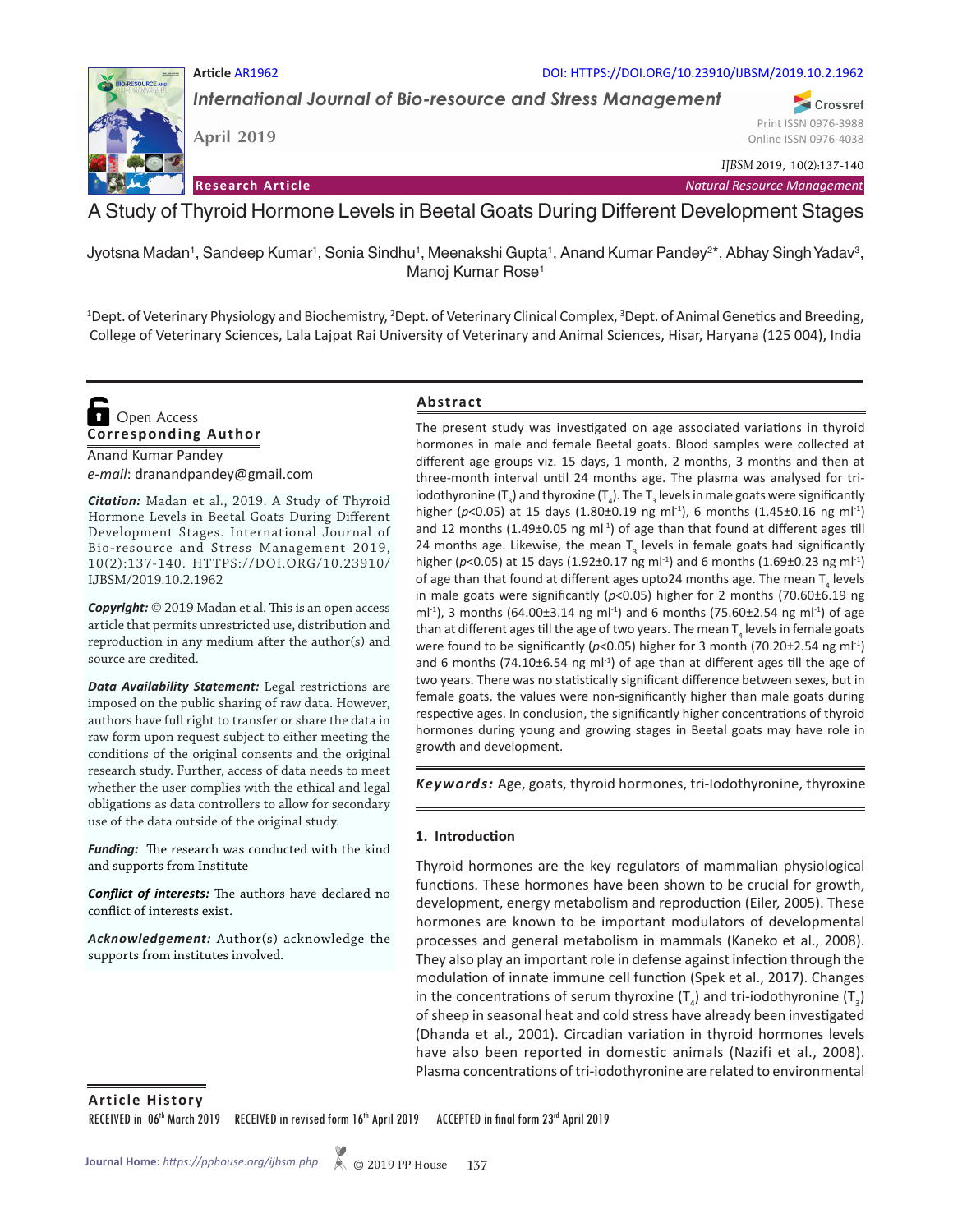Article AR1962

DOI: HTTPS://DOI.ORG/10.23910/IJBSM/2019.10.2.1962

*International Journal of Bio-resource and Stress Management*

April 2019

Print ISSN 0976-3988
Online ISSN 0976-4038

*IJBSM* 2019, 10(2):137-140

**Research Article** | *Natural Resource Management*

# A Study of Thyroid Hormone Levels in Beetal Goats During Different Development Stages

Jyotsna Madan[1], Sandeep Kumar[1], Sonia Sindhu[1], Meenakshi Gupta[1], Anand Kumar Pandey[2]*, Abhay Singh Yadav[3], Manoj Kumar Rose[1]

[1]Dept. of Veterinary Physiology and Biochemistry, [2]Dept. of Veterinary Clinical Complex, [3]Dept. of Animal Genetics and Breeding, College of Veterinary Sciences, Lala Lajpat Rai University of Veterinary and Animal Sciences, Hisar, Haryana (125 004), India

Open Access

**Corresponding Author**

Anand Kumar Pandey
*e-mail*: dranandpandey@gmail.com

***Citation:*** Madan et al., 2019. A Study of Thyroid Hormone Levels in Beetal Goats During Different Development Stages. International Journal of Bio-resource and Stress Management 2019, 10(2):137-140. HTTPS://DOI.ORG/10.23910/IJBSM/2019.10.2.1962

***Copyright:*** © 2019 Madan et al. This is an open access article that permits unrestricted use, distribution and reproduction in any medium after the author(s) and source are credited.

***Data Availability Statement:*** Legal restrictions are imposed on the public sharing of raw data. However, authors have full right to transfer or share the data in raw form upon request subject to either meeting the conditions of the original consents and the original research study. Further, access of data needs to meet whether the user complies with the ethical and legal obligations as data controllers to allow for secondary use of the data outside of the original study.

***Funding:*** The research was conducted with the kind and supports from Institute

***Conflict of interests:*** The authors have declared no conflict of interests exist.

***Acknowledgement:*** Author(s) acknowledge the supports from institutes involved.

## Abstract

The present study was investigated on age associated variations in thyroid hormones in male and female Beetal goats. Blood samples were collected at different age groups viz. 15 days, 1 month, 2 months, 3 months and then at three-month interval until 24 months age. The plasma was analysed for tri-iodothyronine ($T_3$) and thyroxine ($T_4$). The $T_3$ levels in male goats were significantly higher ($p<0.05$) at 15 days (1.80±0.19 ng ml$^{-1}$), 6 months (1.45±0.16 ng ml$^{-1}$) and 12 months (1.49±0.05 ng ml$^{-1}$) of age than that found at different ages till 24 months age. Likewise, the mean $T_3$ levels in female goats had significantly higher ($p<0.05$) at 15 days (1.92±0.17 ng ml$^{-1}$) and 6 months (1.69±0.23 ng ml$^{-1}$) of age than that found at different ages upto24 months age. The mean $T_4$ levels in male goats were significantly ($p<0.05$) higher for 2 months (70.60±6.19 ng ml$^{-1}$), 3 months (64.00±3.14 ng ml$^{-1}$) and 6 months (75.60±2.54 ng ml$^{-1}$) of age than at different ages till the age of two years. The mean $T_4$ levels in female goats were found to be significantly ($p<0.05$) higher for 3 month (70.20±2.54 ng ml$^{-1}$) and 6 months (74.10±6.54 ng ml$^{-1}$) of age than at different ages till the age of two years. There was no statistically significant difference between sexes, but in female goats, the values were non-significantly higher than male goats during respective ages. In conclusion, the significantly higher concentrations of thyroid hormones during young and growing stages in Beetal goats may have role in growth and development.

***Keywords:*** Age, goats, thyroid hormones, tri-Iodothyronine, thyroxine

## 1. Introduction

Thyroid hormones are the key regulators of mammalian physiological functions. These hormones have been shown to be crucial for growth, development, energy metabolism and reproduction (Eiler, 2005). These hormones are known to be important modulators of developmental processes and general metabolism in mammals (Kaneko et al., 2008). They also play an important role in defense against infection through the modulation of innate immune cell function (Spek et al., 2017). Changes in the concentrations of serum thyroxine ($T_4$) and tri-iodothyronine ($T_3$) of sheep in seasonal heat and cold stress have already been investigated (Dhanda et al., 2001). Circadian variation in thyroid hormones levels have also been reported in domestic animals (Nazifi et al., 2008). Plasma concentrations of tri-iodothyronine are related to environmental

**Article History**

RECEIVED in 06[th] March 2019 RECEIVED in revised form 16[th] April 2019 ACCEPTED in final form 23[rd] April 2019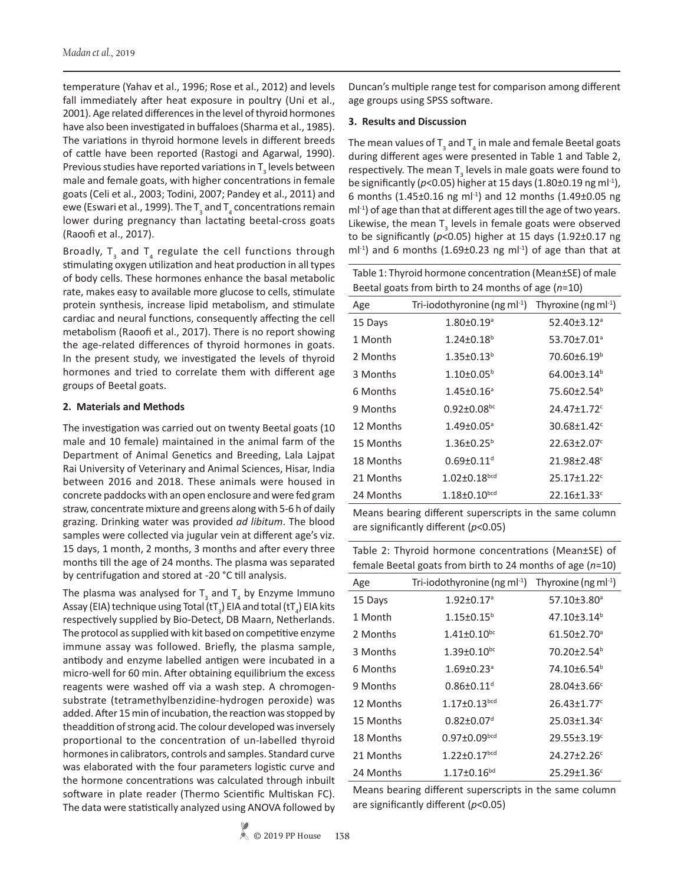temperature (Yahav et al., 1996; Rose et al., 2012) and levels fall immediately after heat exposure in poultry (Uni et al., 2001). Age related differences in the level of thyroid hormones have also been investigated in buffaloes (Sharma et al., 1985). The variations in thyroid hormone levels in different breeds of cattle have been reported (Rastogi and Agarwal, 1990). Previous studies have reported variations in $T_3$ levels between male and female goats, with higher concentrations in female goats (Celi et al., 2003; Todini, 2007; Pandey et al., 2011) and ewe (Eswari et al., 1999). The $T_3$ and $T_4$ concentrations remain lower during pregnancy than lactating beetal-cross goats (Raoofi et al., 2017).

Broadly, $T_3$ and $T_4$ regulate the cell functions through stimulating oxygen utilization and heat production in all types of body cells. These hormones enhance the basal metabolic rate, makes easy to available more glucose to cells, stimulate protein synthesis, increase lipid metabolism, and stimulate cardiac and neural functions, consequently affecting the cell metabolism (Raoofi et al., 2017). There is no report showing the age-related differences of thyroid hormones in goats. In the present study, we investigated the levels of thyroid hormones and tried to correlate them with different age groups of Beetal goats.

## 2. Materials and Methods

The investigation was carried out on twenty Beetal goats (10 male and 10 female) maintained in the animal farm of the Department of Animal Genetics and Breeding, Lala Lajpat Rai University of Veterinary and Animal Sciences, Hisar, India between 2016 and 2018. These animals were housed in concrete paddocks with an open enclosure and were fed gram straw, concentrate mixture and greens along with 5-6 h of daily grazing. Drinking water was provided *ad libitum*. The blood samples were collected via jugular vein at different age's viz. 15 days, 1 month, 2 months, 3 months and after every three months till the age of 24 months. The plasma was separated by centrifugation and stored at -20 °C till analysis.

The plasma was analysed for $T_3$ and $T_4$ by Enzyme Immuno Assay (EIA) technique using Total ($tT_3$) EIA and total ($tT_4$) EIA kits respectively supplied by Bio-Detect, DB Maarn, Netherlands. The protocol as supplied with kit based on competitive enzyme immune assay was followed. Briefly, the plasma sample, antibody and enzyme labelled antigen were incubated in a micro-well for 60 min. After obtaining equilibrium the excess reagents were washed off via a wash step. A chromogen-substrate (tetramethylbenzidine-hydrogen peroxide) was added. After 15 min of incubation, the reaction was stopped by theaddition of strong acid. The colour developed was inversely proportional to the concentration of un-labelled thyroid hormones in calibrators, controls and samples. Standard curve was elaborated with the four parameters logistic curve and the hormone concentrations was calculated through inbuilt software in plate reader (Thermo Scientific Multiskan FC). The data were statistically analyzed using ANOVA followed by Duncan's multiple range test for comparison among different age groups using SPSS software.

## 3. Results and Discussion

The mean values of $T_3$ and $T_4$ in male and female Beetal goats during different ages were presented in Table 1 and Table 2, respectively. The mean $T_3$ levels in male goats were found to be significantly ($p<0.05$) higher at 15 days (1.80±0.19 ng ml$^{-1}$), 6 months (1.45±0.16 ng ml$^{-1}$) and 12 months (1.49±0.05 ng ml$^{-1}$) of age than that at different ages till the age of two years. Likewise, the mean $T_3$ levels in female goats were observed to be significantly ($p<0.05$) higher at 15 days (1.92±0.17 ng ml$^{-1}$) and 6 months (1.69±0.23 ng ml$^{-1}$) of age than that at

Table 1: Thyroid hormone concentration (Mean±SE) of male Beetal goats from birth to 24 months of age (*n*=10)

| Age | Tri-iodothyronine (ng ml$^{-1}$) | Thyroxine (ng ml$^{-1}$) |
|---|---|---|
| 15 Days | 1.80±0.19$^{a}$ | 52.40±3.12$^{a}$ |
| 1 Month | 1.24±0.18$^{b}$ | 53.70±7.01$^{a}$ |
| 2 Months | 1.35±0.13$^{b}$ | 70.60±6.19$^{b}$ |
| 3 Months | 1.10±0.05$^{b}$ | 64.00±3.14$^{b}$ |
| 6 Months | 1.45±0.16$^{a}$ | 75.60±2.54$^{b}$ |
| 9 Months | 0.92±0.08$^{bc}$ | 24.47±1.72$^{c}$ |
| 12 Months | 1.49±0.05$^{a}$ | 30.68±1.42$^{c}$ |
| 15 Months | 1.36±0.25$^{b}$ | 22.63±2.07$^{c}$ |
| 18 Months | 0.69±0.11$^{d}$ | 21.98±2.48$^{c}$ |
| 21 Months | 1.02±0.18$^{bcd}$ | 25.17±1.22$^{c}$ |
| 24 Months | 1.18±0.10$^{bcd}$ | 22.16±1.33$^{c}$ |

Means bearing different superscripts in the same column are significantly different ($p<0.05$)

Table 2: Thyroid hormone concentrations (Mean±SE) of female Beetal goats from birth to 24 months of age (*n*=10)

| Age | Tri-iodothyronine (ng ml$^{-1}$) | Thyroxine (ng ml$^{-1}$) |
|---|---|---|
| 15 Days | 1.92±0.17$^{a}$ | 57.10±3.80$^{a}$ |
| 1 Month | 1.15±0.15$^{b}$ | 47.10±3.14$^{b}$ |
| 2 Months | 1.41±0.10$^{bc}$ | 61.50±2.70$^{a}$ |
| 3 Months | 1.39±0.10$^{bc}$ | 70.20±2.54$^{b}$ |
| 6 Months | 1.69±0.23$^{a}$ | 74.10±6.54$^{b}$ |
| 9 Months | 0.86±0.11$^{d}$ | 28.04±3.66$^{c}$ |
| 12 Months | 1.17±0.13$^{bcd}$ | 26.43±1.77$^{c}$ |
| 15 Months | 0.82±0.07$^{d}$ | 25.03±1.34$^{c}$ |
| 18 Months | 0.97±0.09$^{bcd}$ | 29.55±3.19$^{c}$ |
| 21 Months | 1.22±0.17$^{bcd}$ | 24.27±2.26$^{c}$ |
| 24 Months | 1.17±0.16$^{bd}$ | 25.29±1.36$^{c}$ |

Means bearing different superscripts in the same column are significantly different ($p<0.05$)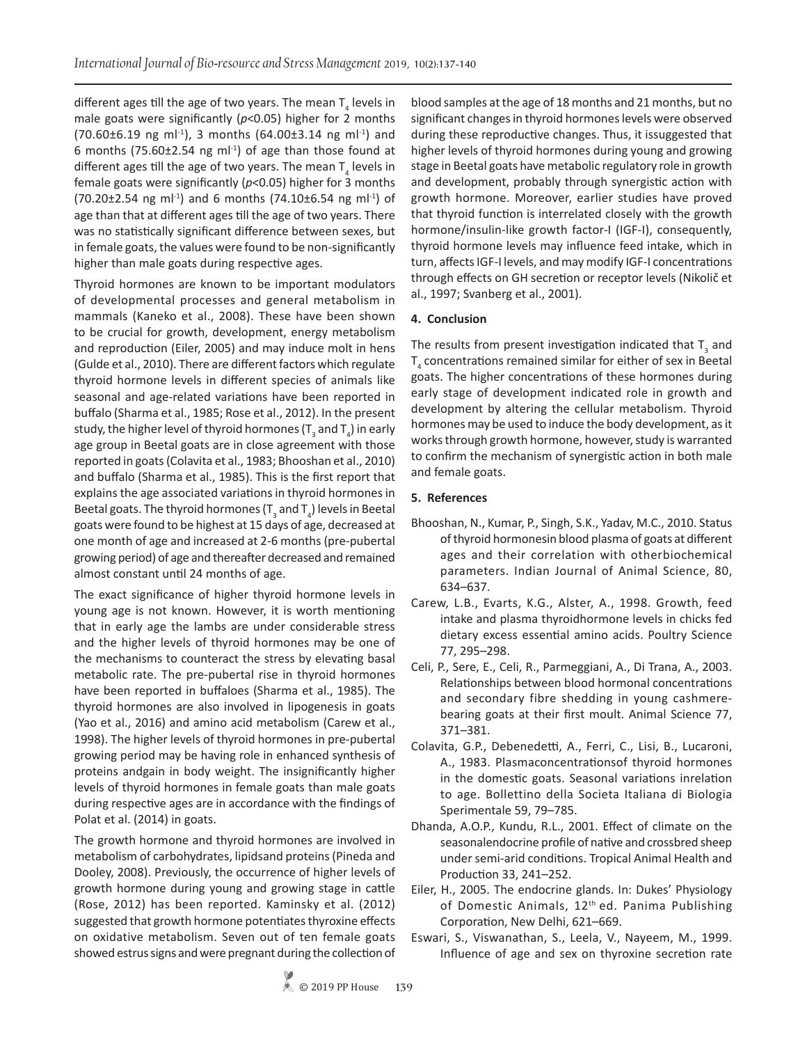different ages till the age of two years. The mean $T_4$ levels in male goats were significantly ($p<0.05$) higher for 2 months (70.60±6.19 ng ml$^{-1}$), 3 months (64.00±3.14 ng ml$^{-1}$) and 6 months (75.60±2.54 ng ml$^{-1}$) of age than those found at different ages till the age of two years. The mean $T_4$ levels in female goats were significantly ($p<0.05$) higher for 3 months (70.20±2.54 ng ml$^{-1}$) and 6 months (74.10±6.54 ng ml$^{-1}$) of age than that at different ages till the age of two years. There was no statistically significant difference between sexes, but in female goats, the values were found to be non-significantly higher than male goats during respective ages.

Thyroid hormones are known to be important modulators of developmental processes and general metabolism in mammals (Kaneko et al., 2008). These have been shown to be crucial for growth, development, energy metabolism and reproduction (Eiler, 2005) and may induce molt in hens (Gulde et al., 2010). There are different factors which regulate thyroid hormone levels in different species of animals like seasonal and age-related variations have been reported in buffalo (Sharma et al., 1985; Rose et al., 2012). In the present study, the higher level of thyroid hormones ($T_3$ and $T_4$) in early age group in Beetal goats are in close agreement with those reported in goats (Colavita et al., 1983; Bhooshan et al., 2010) and buffalo (Sharma et al., 1985). This is the first report that explains the age associated variations in thyroid hormones in Beetal goats. The thyroid hormones ($T_3$ and $T_4$) levels in Beetal goats were found to be highest at 15 days of age, decreased at one month of age and increased at 2-6 months (pre-pubertal growing period) of age and thereafter decreased and remained almost constant until 24 months of age.

The exact significance of higher thyroid hormone levels in young age is not known. However, it is worth mentioning that in early age the lambs are under considerable stress and the higher levels of thyroid hormones may be one of the mechanisms to counteract the stress by elevating basal metabolic rate. The pre-pubertal rise in thyroid hormones have been reported in buffaloes (Sharma et al., 1985). The thyroid hormones are also involved in lipogenesis in goats (Yao et al., 2016) and amino acid metabolism (Carew et al., 1998). The higher levels of thyroid hormones in pre-pubertal growing period may be having role in enhanced synthesis of proteins andgain in body weight. The insignificantly higher levels of thyroid hormones in female goats than male goats during respective ages are in accordance with the findings of Polat et al. (2014) in goats.

The growth hormone and thyroid hormones are involved in metabolism of carbohydrates, lipidsand proteins (Pineda and Dooley, 2008). Previously, the occurrence of higher levels of growth hormone during young and growing stage in cattle (Rose, 2012) has been reported. Kaminsky et al. (2012) suggested that growth hormone potentiates thyroxine effects on oxidative metabolism. Seven out of ten female goats showed estrus signs and were pregnant during the collection of blood samples at the age of 18 months and 21 months, but no significant changes in thyroid hormones levels were observed during these reproductive changes. Thus, it issuggested that higher levels of thyroid hormones during young and growing stage in Beetal goats have metabolic regulatory role in growth and development, probably through synergistic action with growth hormone. Moreover, earlier studies have proved that thyroid function is interrelated closely with the growth hormone/insulin-like growth factor-I (IGF-I), consequently, thyroid hormone levels may influence feed intake, which in turn, affects IGF-I levels, and may modify IGF-I concentrations through effects on GH secretion or receptor levels (Nikolič et al., 1997; Svanberg et al., 2001).

## 4. Conclusion

The results from present investigation indicated that $T_3$ and $T_4$ concentrations remained similar for either of sex in Beetal goats. The higher concentrations of these hormones during early stage of development indicated role in growth and development by altering the cellular metabolism. Thyroid hormones may be used to induce the body development, as it works through growth hormone, however, study is warranted to confirm the mechanism of synergistic action in both male and female goats.

## 5. References

Bhooshan, N., Kumar, P., Singh, S.K., Yadav, M.C., 2010. Status of thyroid hormonesin blood plasma of goats at different ages and their correlation with otherbiochemical parameters. Indian Journal of Animal Science, 80, 634–637.

Carew, L.B., Evarts, K.G., Alster, A., 1998. Growth, feed intake and plasma thyroidhormone levels in chicks fed dietary excess essential amino acids. Poultry Science 77, 295–298.

Celi, P., Sere, E., Celi, R., Parmeggiani, A., Di Trana, A., 2003. Relationships between blood hormonal concentrations and secondary fibre shedding in young cashmere-bearing goats at their first moult. Animal Science 77, 371–381.

Colavita, G.P., Debenedetti, A., Ferri, C., Lisi, B., Lucaroni, A., 1983. Plasmaconcentrationsof thyroid hormones in the domestic goats. Seasonal variations inrelation to age. Bollettino della Societa Italiana di Biologia Sperimentale 59, 79–785.

Dhanda, A.O.P., Kundu, R.L., 2001. Effect of climate on the seasonalendocrine profile of native and crossbred sheep under semi-arid conditions. Tropical Animal Health and Production 33, 241–252.

Eiler, H., 2005. The endocrine glands. In: Dukes' Physiology of Domestic Animals, 12th ed. Panima Publishing Corporation, New Delhi, 621–669.

Eswari, S., Viswanathan, S., Leela, V., Nayeem, M., 1999. Influence of age and sex on thyroxine secretion rate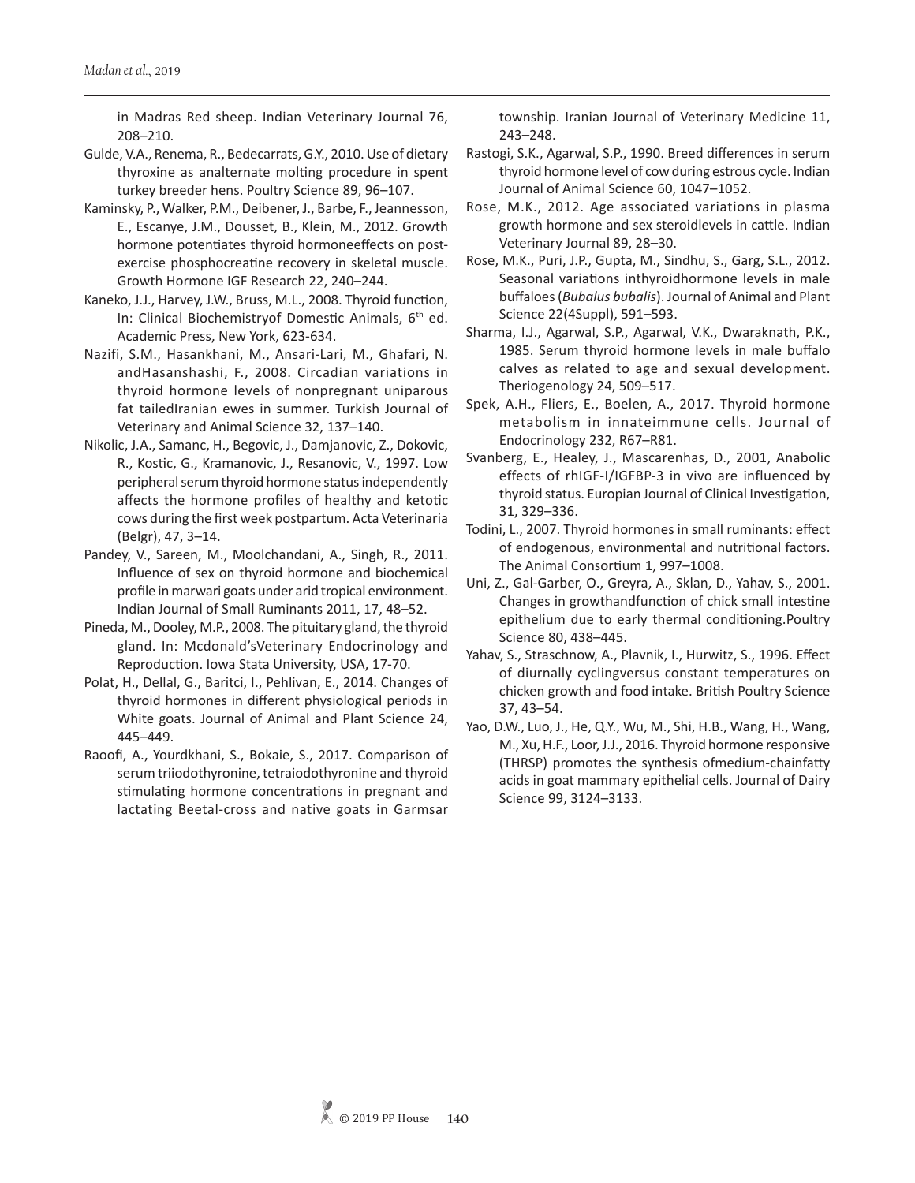in Madras Red sheep. Indian Veterinary Journal 76, 208–210.

Gulde, V.A., Renema, R., Bedecarrats, G.Y., 2010. Use of dietary thyroxine as analternate molting procedure in spent turkey breeder hens. Poultry Science 89, 96–107.

Kaminsky, P., Walker, P.M., Deibener, J., Barbe, F., Jeannesson, E., Escanye, J.M., Dousset, B., Klein, M., 2012. Growth hormone potentiates thyroid hormoneeffects on post-exercise phosphocreatine recovery in skeletal muscle. Growth Hormone IGF Research 22, 240–244.

Kaneko, J.J., Harvey, J.W., Bruss, M.L., 2008. Thyroid function, In: Clinical Biochemistryof Domestic Animals, 6th ed. Academic Press, New York, 623-634.

Nazifi, S.M., Hasankhani, M., Ansari-Lari, M., Ghafari, N. andHasanshashi, F., 2008. Circadian variations in thyroid hormone levels of nonpregnant uniparous fat tailedIranian ewes in summer. Turkish Journal of Veterinary and Animal Science 32, 137–140.

Nikolic, J.A., Samanc, H., Begovic, J., Damjanovic, Z., Dokovic, R., Kostic, G., Kramanovic, J., Resanovic, V., 1997. Low peripheral serum thyroid hormone status independently affects the hormone profiles of healthy and ketotic cows during the first week postpartum. Acta Veterinaria (Belgr), 47, 3–14.

Pandey, V., Sareen, M., Moolchandani, A., Singh, R., 2011. Influence of sex on thyroid hormone and biochemical profile in marwari goats under arid tropical environment. Indian Journal of Small Ruminants 2011, 17, 48–52.

Pineda, M., Dooley, M.P., 2008. The pituitary gland, the thyroid gland. In: Mcdonald'sVeterinary Endocrinology and Reproduction. Iowa Stata University, USA, 17-70.

Polat, H., Dellal, G., Baritci, I., Pehlivan, E., 2014. Changes of thyroid hormones in different physiological periods in White goats. Journal of Animal and Plant Science 24, 445–449.

Raoofi, A., Yourdkhani, S., Bokaie, S., 2017. Comparison of serum triiodothyronine, tetraiodothyronine and thyroid stimulating hormone concentrations in pregnant and lactating Beetal-cross and native goats in Garmsar township. Iranian Journal of Veterinary Medicine 11, 243–248.

Rastogi, S.K., Agarwal, S.P., 1990. Breed differences in serum thyroid hormone level of cow during estrous cycle. Indian Journal of Animal Science 60, 1047–1052.

Rose, M.K., 2012. Age associated variations in plasma growth hormone and sex steroidlevels in cattle. Indian Veterinary Journal 89, 28–30.

Rose, M.K., Puri, J.P., Gupta, M., Sindhu, S., Garg, S.L., 2012. Seasonal variations inthyroidhormone levels in male buffaloes (*Bubalus bubalis*). Journal of Animal and Plant Science 22(4Suppl), 591–593.

Sharma, I.J., Agarwal, S.P., Agarwal, V.K., Dwaraknath, P.K., 1985. Serum thyroid hormone levels in male buffalo calves as related to age and sexual development. Theriogenology 24, 509–517.

Spek, A.H., Fliers, E., Boelen, A., 2017. Thyroid hormone metabolism in innateimmune cells. Journal of Endocrinology 232, R67–R81.

Svanberg, E., Healey, J., Mascarenhas, D., 2001, Anabolic effects of rhIGF-I/IGFBP-3 in vivo are influenced by thyroid status. Europian Journal of Clinical Investigation, 31, 329–336.

Todini, L., 2007. Thyroid hormones in small ruminants: effect of endogenous, environmental and nutritional factors. The Animal Consortium 1, 997–1008.

Uni, Z., Gal-Garber, O., Greyra, A., Sklan, D., Yahav, S., 2001. Changes in growthandfunction of chick small intestine epithelium due to early thermal conditioning.Poultry Science 80, 438–445.

Yahav, S., Straschnow, A., Plavnik, I., Hurwitz, S., 1996. Effect of diurnally cyclingversus constant temperatures on chicken growth and food intake. British Poultry Science 37, 43–54.

Yao, D.W., Luo, J., He, Q.Y., Wu, M., Shi, H.B., Wang, H., Wang, M., Xu, H.F., Loor, J.J., 2016. Thyroid hormone responsive (THRSP) promotes the synthesis ofmedium-chainfatty acids in goat mammary epithelial cells. Journal of Dairy Science 99, 3124–3133.